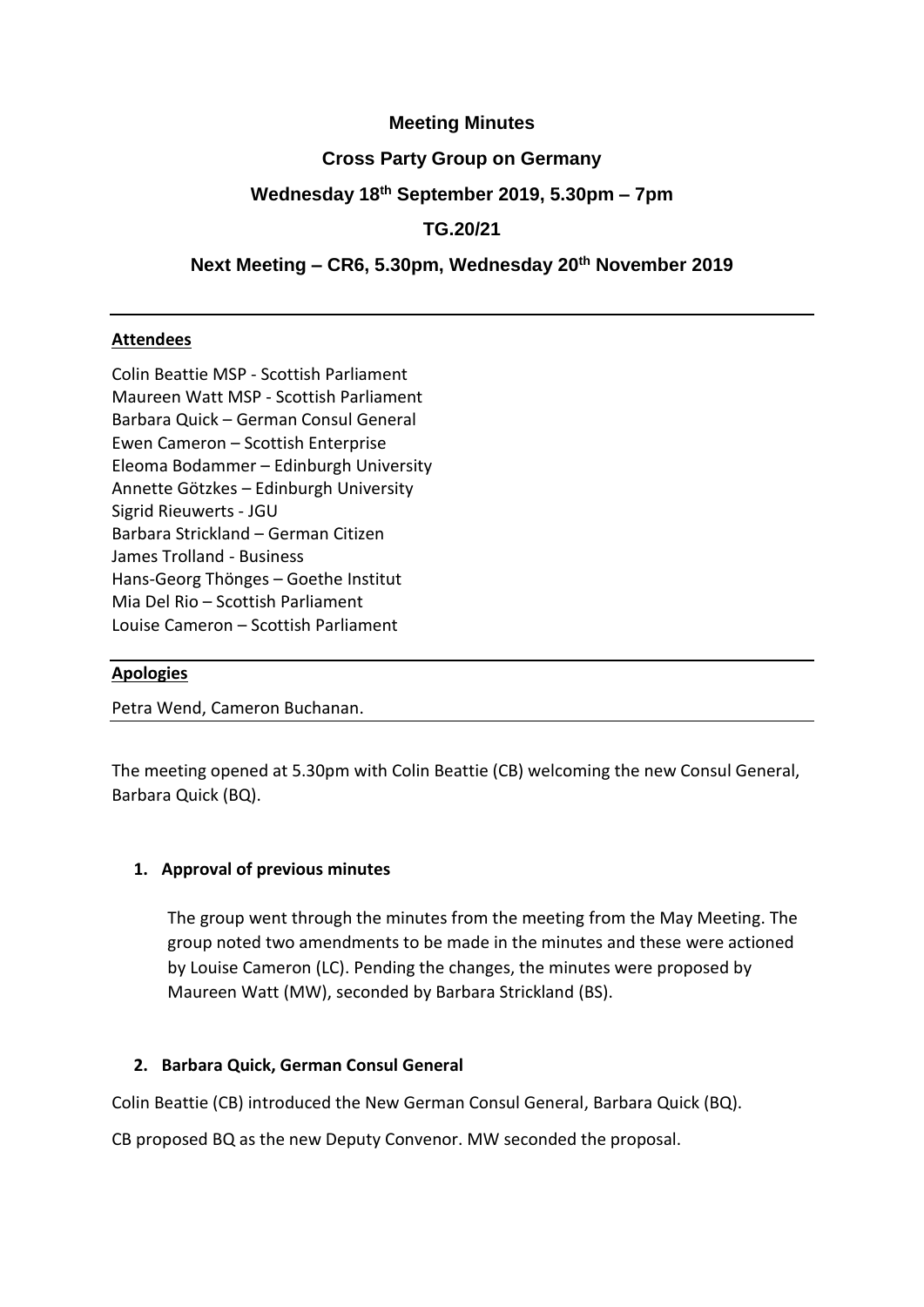**Meeting Minutes**

**Cross Party Group on Germany**

**Wednesday 18th September 2019, 5.30pm – 7pm**

**TG.20/21**

**Next Meeting – CR6, 5.30pm, Wednesday 20th November 2019**

---

**Attendees**

Colin Beattie MSP - Scottish Parliament
Maureen Watt MSP - Scottish Parliament
Barbara Quick – German Consul General
Ewen Cameron – Scottish Enterprise
Eleoma Bodammer – Edinburgh University
Annette Götzkes – Edinburgh University
Sigrid Rieuwerts - JGU
Barbara Strickland – German Citizen
James Trolland - Business
Hans-Georg Thönges – Goethe Institut
Mia Del Rio – Scottish Parliament
Louise Cameron – Scottish Parliament

---

**Apologies**

Petra Wend, Cameron Buchanan.

---

The meeting opened at 5.30pm with Colin Beattie (CB) welcoming the new Consul General, Barbara Quick (BQ).

1. **Approval of previous minutes**

   The group went through the minutes from the meeting from the May Meeting. The group noted two amendments to be made in the minutes and these were actioned by Louise Cameron (LC). Pending the changes, the minutes were proposed by Maureen Watt (MW), seconded by Barbara Strickland (BS).

2. **Barbara Quick, German Consul General**

Colin Beattie (CB) introduced the New German Consul General, Barbara Quick (BQ).

CB proposed BQ as the new Deputy Convenor. MW seconded the proposal.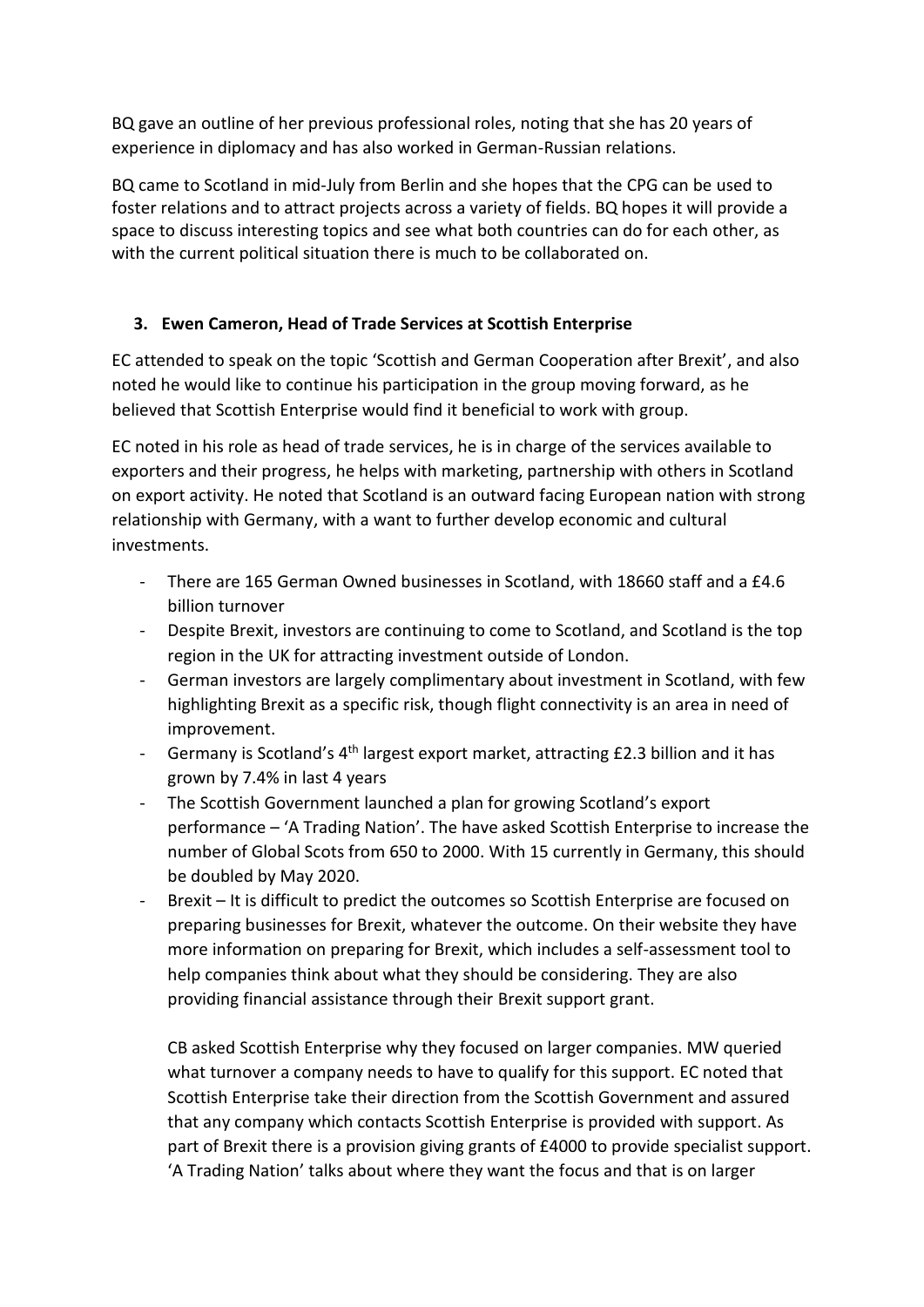BQ gave an outline of her previous professional roles, noting that she has 20 years of experience in diplomacy and has also worked in German-Russian relations.

BQ came to Scotland in mid-July from Berlin and she hopes that the CPG can be used to foster relations and to attract projects across a variety of fields. BQ hopes it will provide a space to discuss interesting topics and see what both countries can do for each other, as with the current political situation there is much to be collaborated on.

## 3. Ewen Cameron, Head of Trade Services at Scottish Enterprise

EC attended to speak on the topic 'Scottish and German Cooperation after Brexit', and also noted he would like to continue his participation in the group moving forward, as he believed that Scottish Enterprise would find it beneficial to work with group.

EC noted in his role as head of trade services, he is in charge of the services available to exporters and their progress, he helps with marketing, partnership with others in Scotland on export activity. He noted that Scotland is an outward facing European nation with strong relationship with Germany, with a want to further develop economic and cultural investments.

- There are 165 German Owned businesses in Scotland, with 18660 staff and a £4.6 billion turnover
- Despite Brexit, investors are continuing to come to Scotland, and Scotland is the top region in the UK for attracting investment outside of London.
- German investors are largely complimentary about investment in Scotland, with few highlighting Brexit as a specific risk, though flight connectivity is an area in need of improvement.
- Germany is Scotland's 4th largest export market, attracting £2.3 billion and it has grown by 7.4% in last 4 years
- The Scottish Government launched a plan for growing Scotland's export performance – 'A Trading Nation'. The have asked Scottish Enterprise to increase the number of Global Scots from 650 to 2000. With 15 currently in Germany, this should be doubled by May 2020.
- Brexit – It is difficult to predict the outcomes so Scottish Enterprise are focused on preparing businesses for Brexit, whatever the outcome. On their website they have more information on preparing for Brexit, which includes a self-assessment tool to help companies think about what they should be considering. They are also providing financial assistance through their Brexit support grant.

  CB asked Scottish Enterprise why they focused on larger companies. MW queried what turnover a company needs to have to qualify for this support. EC noted that Scottish Enterprise take their direction from the Scottish Government and assured that any company which contacts Scottish Enterprise is provided with support. As part of Brexit there is a provision giving grants of £4000 to provide specialist support. 'A Trading Nation' talks about where they want the focus and that is on larger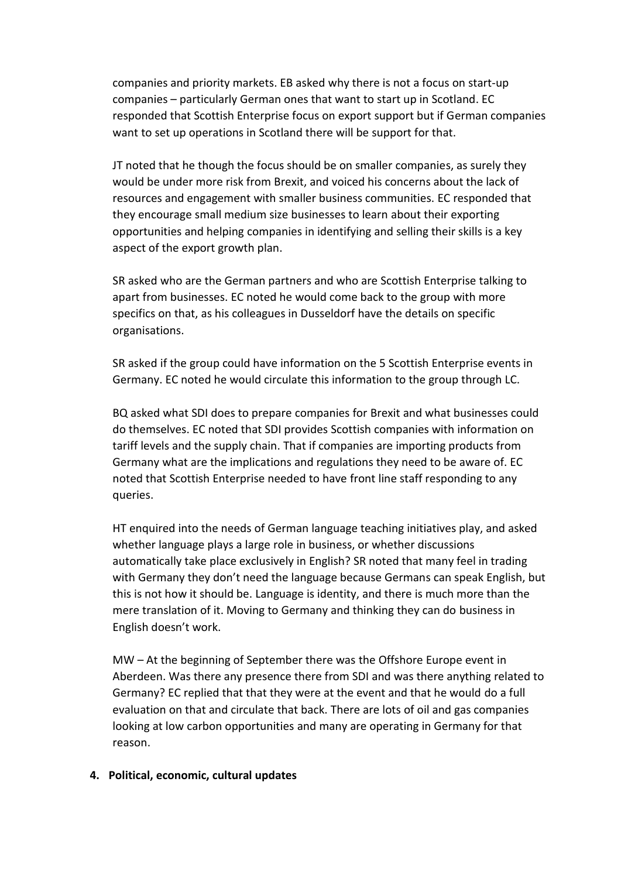companies and priority markets. EB asked why there is not a focus on start-up companies – particularly German ones that want to start up in Scotland. EC responded that Scottish Enterprise focus on export support but if German companies want to set up operations in Scotland there will be support for that.

JT noted that he though the focus should be on smaller companies, as surely they would be under more risk from Brexit, and voiced his concerns about the lack of resources and engagement with smaller business communities. EC responded that they encourage small medium size businesses to learn about their exporting opportunities and helping companies in identifying and selling their skills is a key aspect of the export growth plan.

SR asked who are the German partners and who are Scottish Enterprise talking to apart from businesses. EC noted he would come back to the group with more specifics on that, as his colleagues in Dusseldorf have the details on specific organisations.

SR asked if the group could have information on the 5 Scottish Enterprise events in Germany. EC noted he would circulate this information to the group through LC.

BQ asked what SDI does to prepare companies for Brexit and what businesses could do themselves. EC noted that SDI provides Scottish companies with information on tariff levels and the supply chain. That if companies are importing products from Germany what are the implications and regulations they need to be aware of. EC noted that Scottish Enterprise needed to have front line staff responding to any queries.

HT enquired into the needs of German language teaching initiatives play, and asked whether language plays a large role in business, or whether discussions automatically take place exclusively in English? SR noted that many feel in trading with Germany they don't need the language because Germans can speak English, but this is not how it should be. Language is identity, and there is much more than the mere translation of it. Moving to Germany and thinking they can do business in English doesn't work.

MW – At the beginning of September there was the Offshore Europe event in Aberdeen. Was there any presence there from SDI and was there anything related to Germany? EC replied that that they were at the event and that he would do a full evaluation on that and circulate that back. There are lots of oil and gas companies looking at low carbon opportunities and many are operating in Germany for that reason.

**4. Political, economic, cultural updates**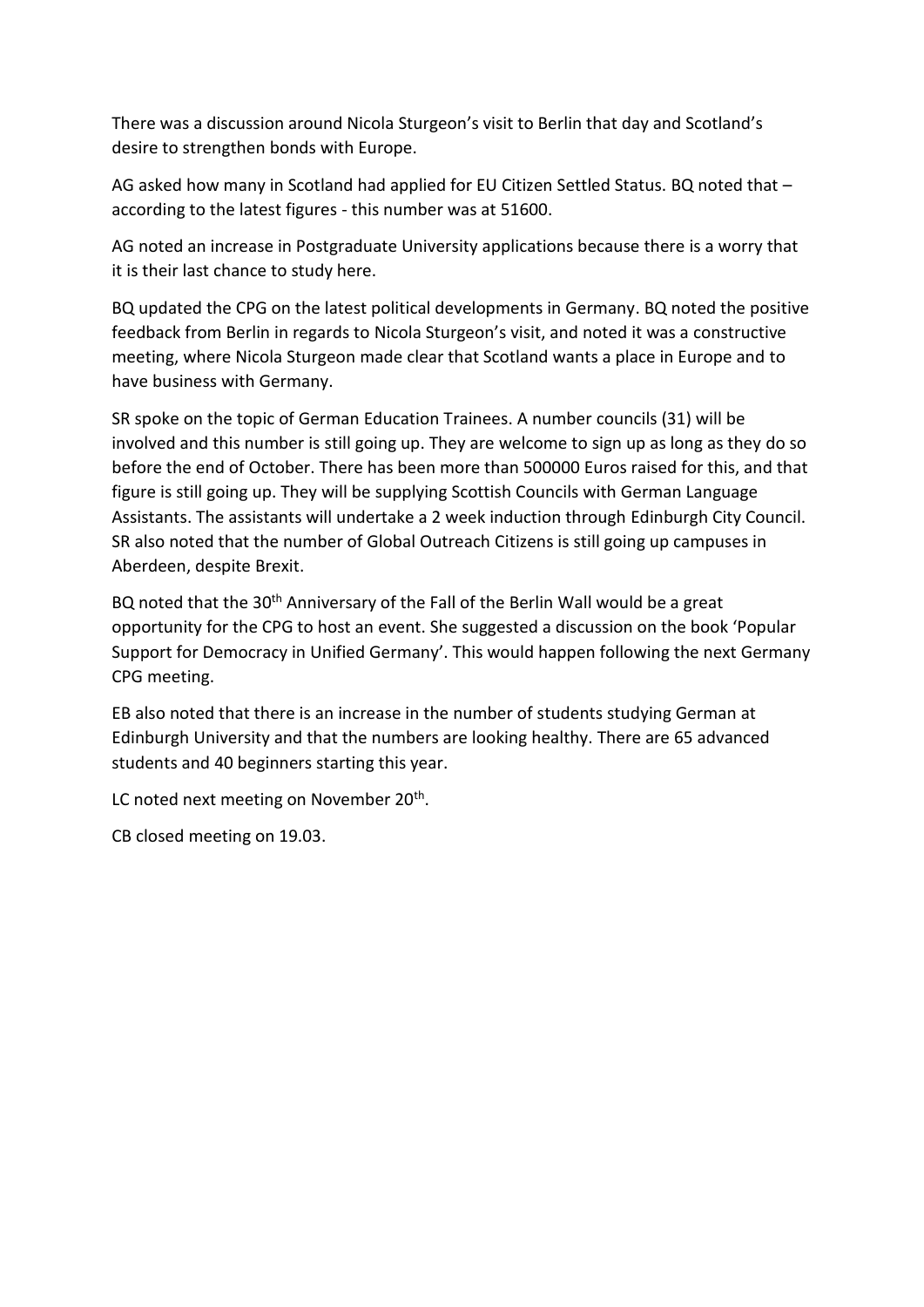There was a discussion around Nicola Sturgeon's visit to Berlin that day and Scotland's desire to strengthen bonds with Europe.

AG asked how many in Scotland had applied for EU Citizen Settled Status. BQ noted that – according to the latest figures - this number was at 51600.

AG noted an increase in Postgraduate University applications because there is a worry that it is their last chance to study here.

BQ updated the CPG on the latest political developments in Germany. BQ noted the positive feedback from Berlin in regards to Nicola Sturgeon's visit, and noted it was a constructive meeting, where Nicola Sturgeon made clear that Scotland wants a place in Europe and to have business with Germany.

SR spoke on the topic of German Education Trainees. A number councils (31) will be involved and this number is still going up. They are welcome to sign up as long as they do so before the end of October. There has been more than 500000 Euros raised for this, and that figure is still going up. They will be supplying Scottish Councils with German Language Assistants. The assistants will undertake a 2 week induction through Edinburgh City Council. SR also noted that the number of Global Outreach Citizens is still going up campuses in Aberdeen, despite Brexit.

BQ noted that the 30th Anniversary of the Fall of the Berlin Wall would be a great opportunity for the CPG to host an event. She suggested a discussion on the book 'Popular Support for Democracy in Unified Germany'. This would happen following the next Germany CPG meeting.

EB also noted that there is an increase in the number of students studying German at Edinburgh University and that the numbers are looking healthy. There are 65 advanced students and 40 beginners starting this year.

LC noted next meeting on November 20th.

CB closed meeting on 19.03.